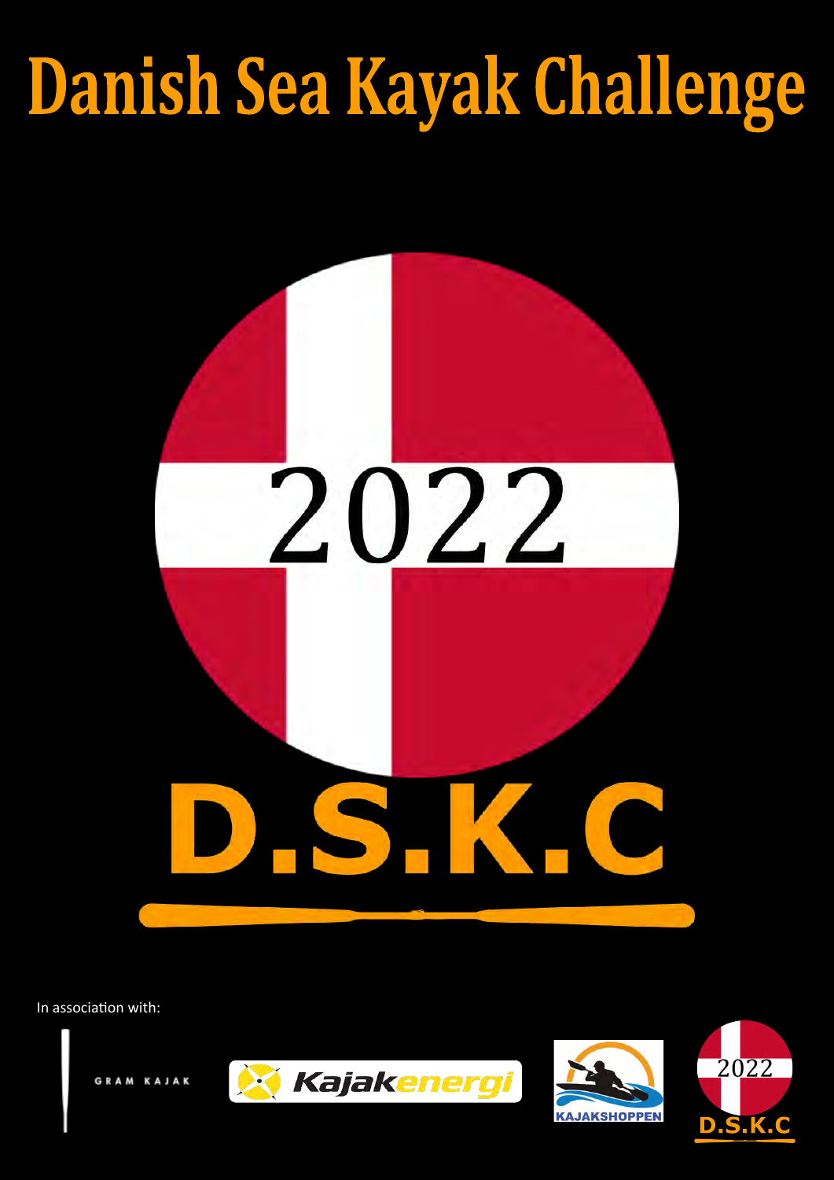# Danish Sea Kayak Challenge

2022

D.S.K.C

In association with:

GRAM KAJAK

Kajakenergi

KAJAKSHOPPEN

2022

D.S.K.C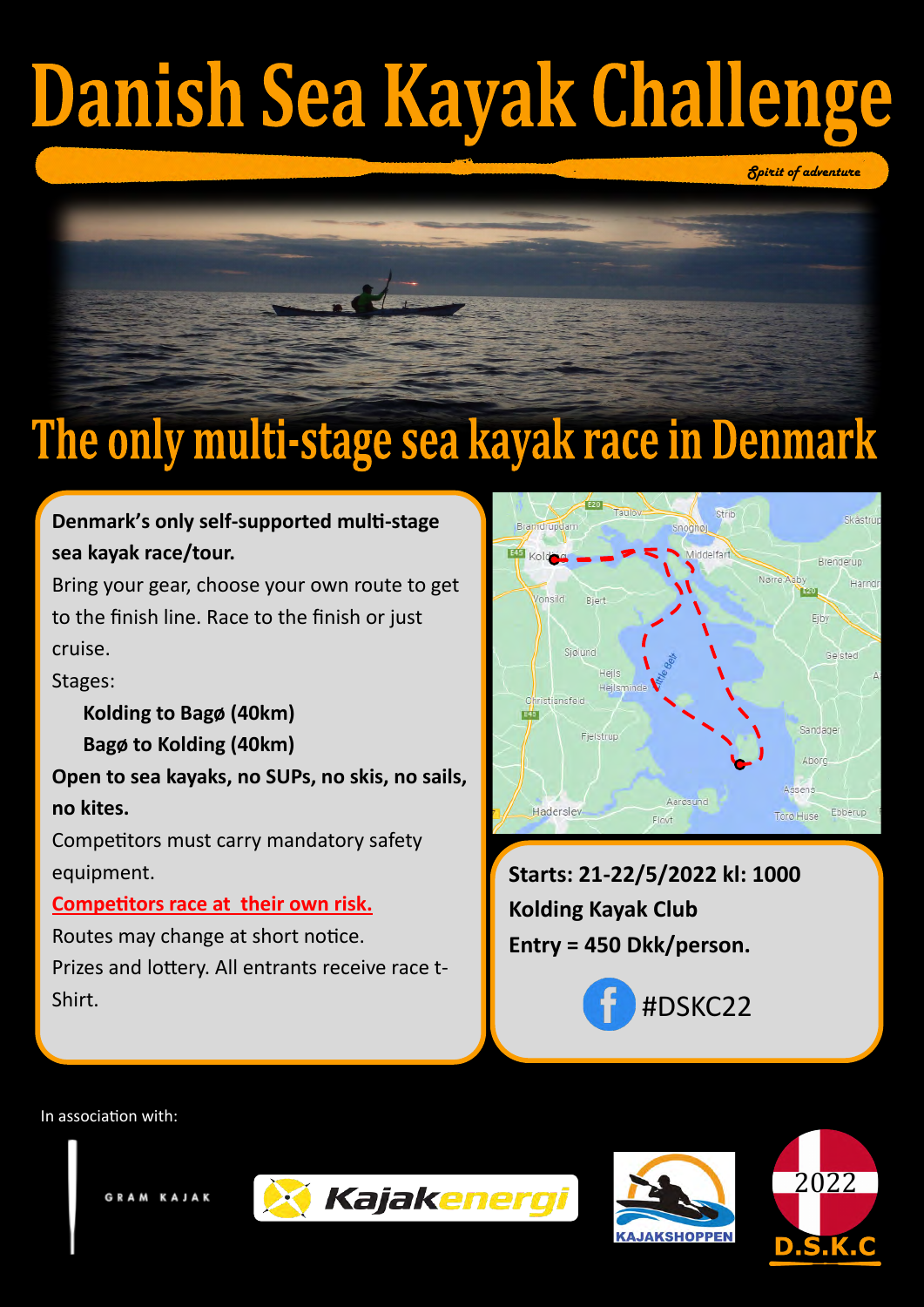# Danish Sea Kayak Challenge

*Spirit of adventure*

## The only multi-stage sea kayak race in Denmark

**Denmark's only self-supported multi-stage sea kayak race/tour.**

Bring your gear, choose your own route to get to the finish line. Race to the finish or just cruise.

Stages:

- **Kolding to Bagø (40km)**
- **Bagø to Kolding (40km)**

**Open to sea kayaks, no SUPs, no skis, no sails, no kites.**

Competitors must carry mandatory safety equipment.

**Competitors race at their own risk.**

Routes may change at short notice.

Prizes and lottery. All entrants receive race t-Shirt.

**Starts: 21-22/5/2022 kl: 1000**

**Kolding Kayak Club**

**Entry = 450 Dkk/person.**

#DSKC22

In association with:

GRAM KAJAK

Kajakenergi

KAJAKSHOPPEN

2022 D.S.K.C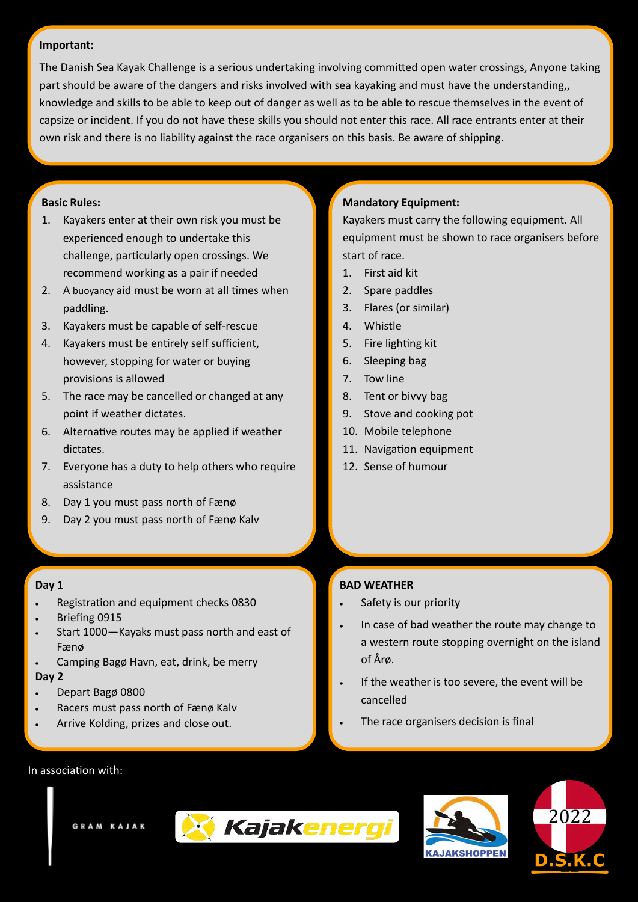**Important:**

The Danish Sea Kayak Challenge is a serious undertaking involving committed open water crossings, Anyone taking part should be aware of the dangers and risks involved with sea kayaking and must have the understanding,, knowledge and skills to be able to keep out of danger as well as to be able to rescue themselves in the event of capsize or incident. If you do not have these skills you should not enter this race. All race entrants enter at their own risk and there is no liability against the race organisers on this basis. Be aware of shipping.

**Basic Rules:**

1. Kayakers enter at their own risk you must be experienced enough to undertake this challenge, particularly open crossings. We recommend working as a pair if needed
2. A buoyancy aid must be worn at all times when paddling.
3. Kayakers must be capable of self-rescue
4. Kayakers must be entirely self sufficient, however, stopping for water or buying provisions is allowed
5. The race may be cancelled or changed at any point if weather dictates.
6. Alternative routes may be applied if weather dictates.
7. Everyone has a duty to help others who require assistance
8. Day 1 you must pass north of Fænø
9. Day 2 you must pass north of Fænø Kalv

**Mandatory Equipment:**

Kayakers must carry the following equipment. All equipment must be shown to race organisers before start of race.

1. First aid kit
2. Spare paddles
3. Flares (or similar)
4. Whistle
5. Fire lighting kit
6. Sleeping bag
7. Tow line
8. Tent or bivvy bag
9. Stove and cooking pot
10. Mobile telephone
11. Navigation equipment
12. Sense of humour

**Day 1**

- Registration and equipment checks 0830
- Briefing 0915
- Start 1000—Kayaks must pass north and east of Fænø
- Camping Bagø Havn, eat, drink, be merry

**Day 2**

- Depart Bagø 0800
- Racers must pass north of Fænø Kalv
- Arrive Kolding, prizes and close out.

**BAD WEATHER**

- Safety is our priority
- In case of bad weather the route may change to a western route stopping overnight on the island of Årø.
- If the weather is too severe, the event will be cancelled
- The race organisers decision is final

In association with:

GRAM KAJAK

Kajakenergi

KAJAKSHOPPEN

2022 D.S.K.C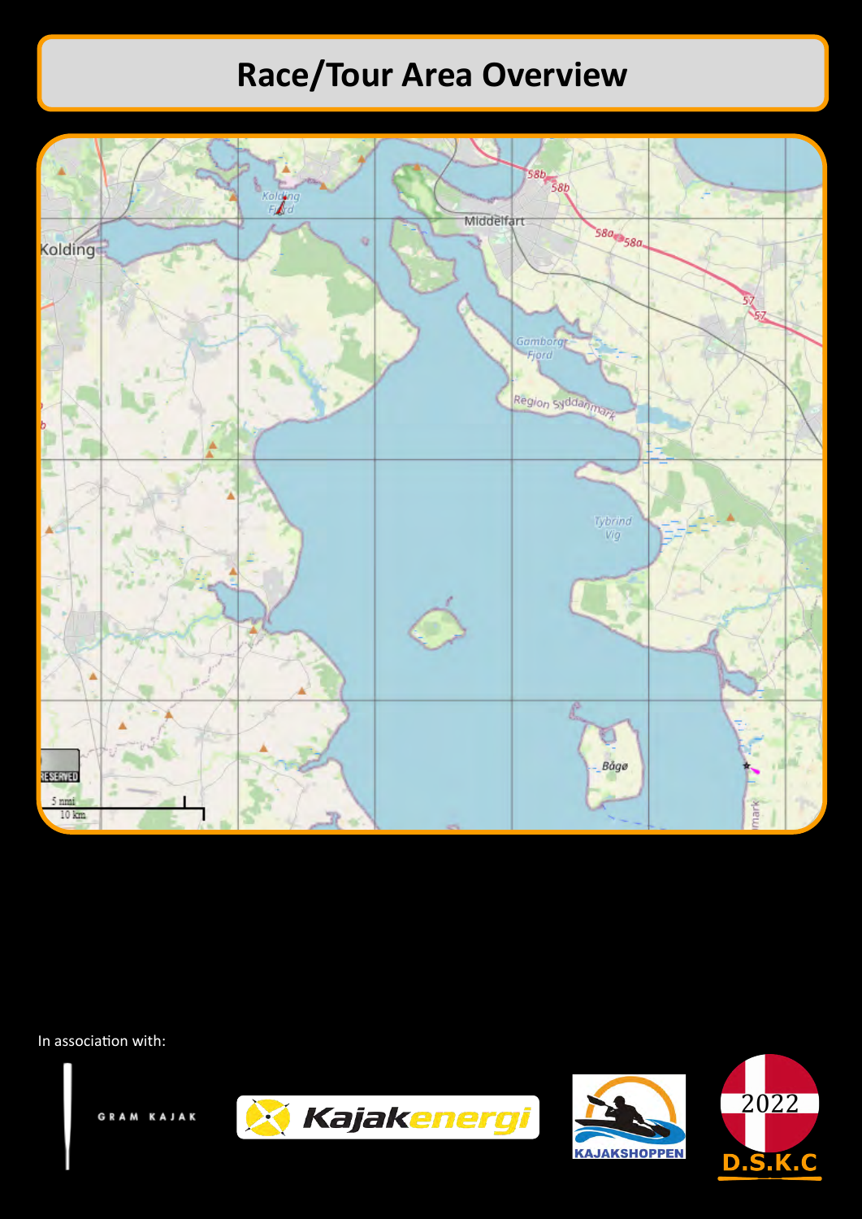# Race/Tour Area Overview

In association with:

GRAM KAJAK

Kajakenergi

KAJAKSHOPPEN

2022

D.S.K.C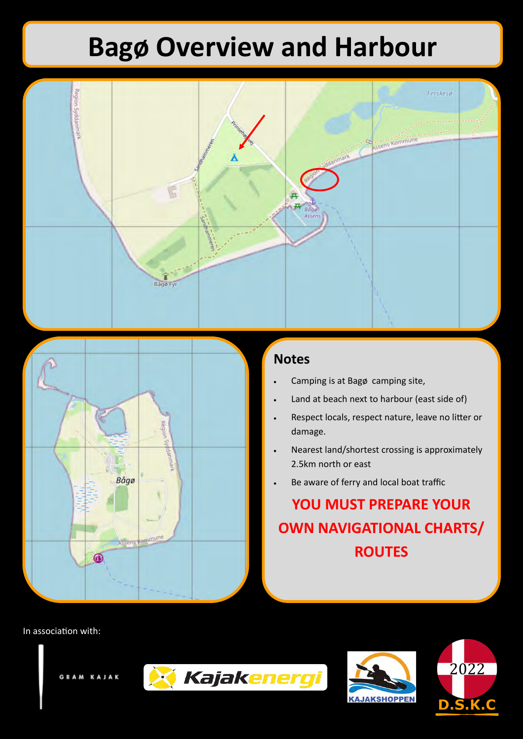# Bagø Overview and Harbour

## Notes

- Camping is at Bagø camping site,
- Land at beach next to harbour (east side of)
- Respect locals, respect nature, leave no litter or damage.
- Nearest land/shortest crossing is approximately 2.5km north or east
- Be aware of ferry and local boat traffic

**YOU MUST PREPARE YOUR OWN NAVIGATIONAL CHARTS/ ROUTES**

In association with:

GRAM KAJAK

Kajakenergi

KAJAKSHOPPEN

2022 D.S.K.C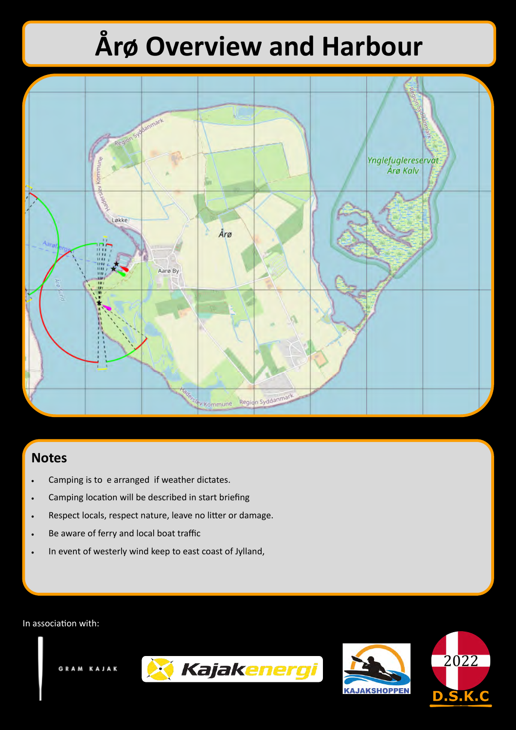# Årø Overview and Harbour

Region Syddanmark

Haderslev Kommune

Løkke

Årø

Aarø By

Aarøfærgen

Årø Sund

Ynglefuglereservat Årø Kalv

Region Syddanmark

Haderslev Kommune Region Syddanmark

## Notes

- Camping is to e arranged if weather dictates.
- Camping location will be described in start briefing
- Respect locals, respect nature, leave no litter or damage.
- Be aware of ferry and local boat traffic
- In event of westerly wind keep to east coast of Jylland,

In association with:

GRAM KAJAK

Kajakenergi

KAJAKSHOPPEN

2022

D.S.K.C